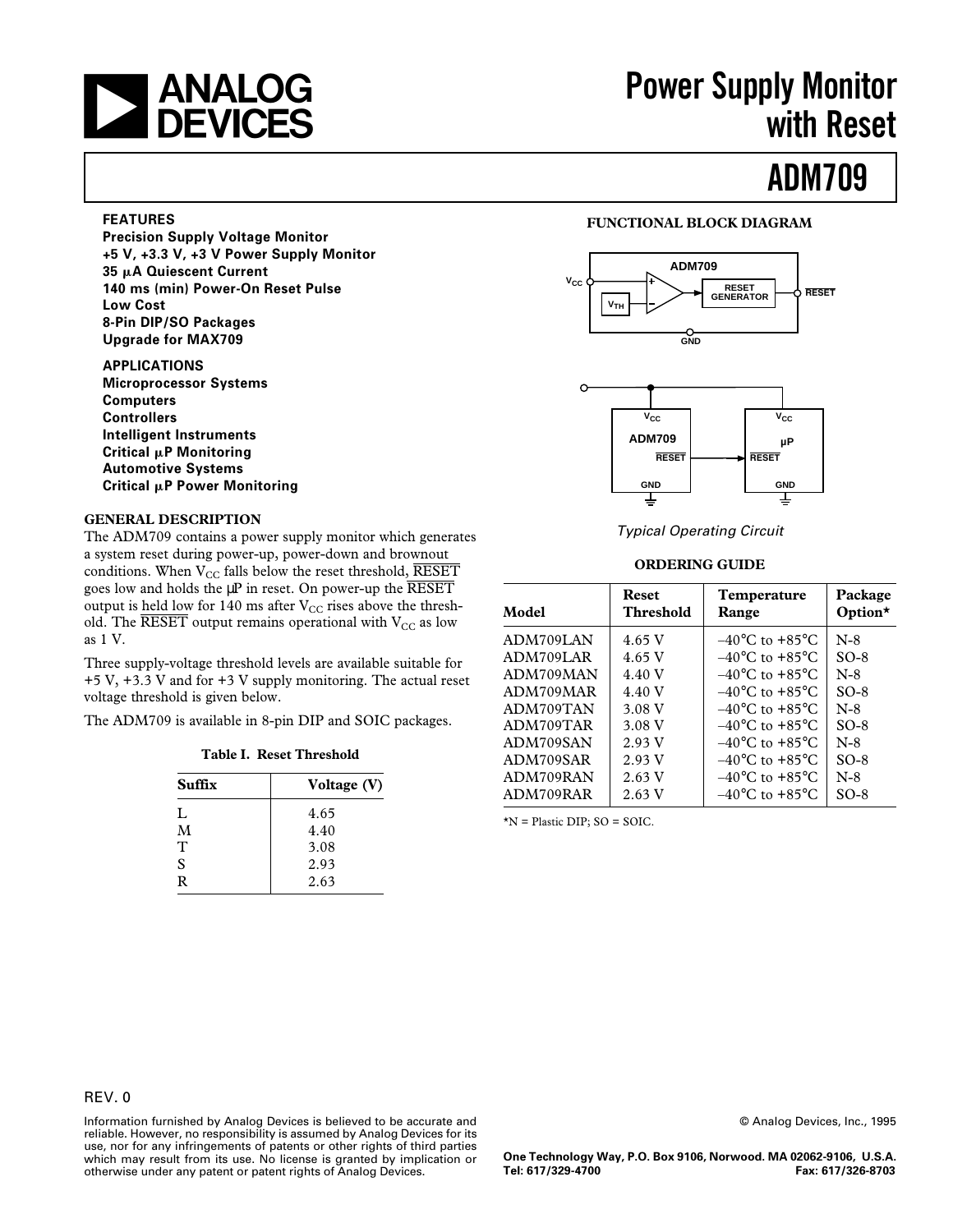# Power Supply Monitor with Reset

# ADM709

### FEATURES

**Precision Supply Voltage Monitor**
**+5 V, +3.3 V, +3 V Power Supply Monitor**
**35 μA Quiescent Current**
**140 ms (min) Power-On Reset Pulse**
**Low Cost**
**8-Pin DIP/SO Packages**
**Upgrade for MAX709**

### APPLICATIONS

**Microprocessor Systems**
**Computers**
**Controllers**
**Intelligent Instruments**
**Critical μP Monitoring**
**Automotive Systems**
**Critical μP Power Monitoring**

### FUNCTIONAL BLOCK DIAGRAM

*Typical Operating Circuit*

### GENERAL DESCRIPTION

The ADM709 contains a power supply monitor which generates a system reset during power-up, power-down and brownout conditions. When $V_{CC}$ falls below the reset threshold, $\overline{RESET}$ goes low and holds the μP in reset. On power-up the $\overline{RESET}$ output is held low for 140 ms after $V_{CC}$ rises above the threshold. The $\overline{RESET}$ output remains operational with $V_{CC}$ as low as 1 V.

Three supply-voltage threshold levels are available suitable for +5 V, +3.3 V and for +3 V supply monitoring. The actual reset voltage threshold is given below.

The ADM709 is available in 8-pin DIP and SOIC packages.

**Table I. Reset Threshold**

| Suffix | Voltage (V) |
|---|---|
| L | 4.65 |
| M | 4.40 |
| T | 3.08 |
| S | 2.93 |
| R | 2.63 |

### ORDERING GUIDE

| Model | Reset Threshold | Temperature Range | Package Option* |
|---|---|---|---|
| ADM709LAN | 4.65 V | –40°C to +85°C | N-8 |
| ADM709LAR | 4.65 V | –40°C to +85°C | SO-8 |
| ADM709MAN | 4.40 V | –40°C to +85°C | N-8 |
| ADM709MAR | 4.40 V | –40°C to +85°C | SO-8 |
| ADM709TAN | 3.08 V | –40°C to +85°C | N-8 |
| ADM709TAR | 3.08 V | –40°C to +85°C | SO-8 |
| ADM709SAN | 2.93 V | –40°C to +85°C | N-8 |
| ADM709SAR | 2.93 V | –40°C to +85°C | SO-8 |
| ADM709RAN | 2.63 V | –40°C to +85°C | N-8 |
| ADM709RAR | 2.63 V | –40°C to +85°C | SO-8 |

*N = Plastic DIP; SO = SOIC.

REV. 0

Information furnished by Analog Devices is believed to be accurate and reliable. However, no responsibility is assumed by Analog Devices for its use, nor for any infringements of patents or other rights of third parties which may result from its use. No license is granted by implication or otherwise under any patent or patent rights of Analog Devices.

**One Technology Way, P.O. Box 9106, Norwood. MA 02062-9106, U.S.A.**
**Tel: 617/329-4700 Fax: 617/326-8703**

© Analog Devices, Inc., 1995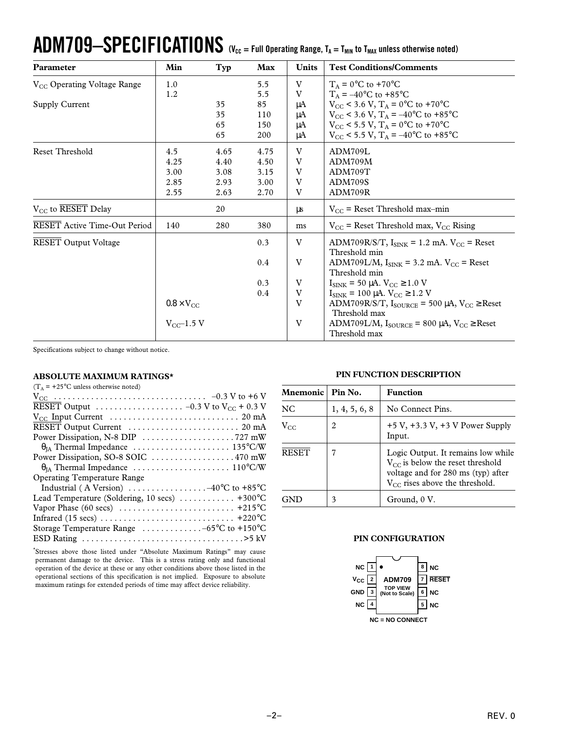# ADM709–SPECIFICATIONS ($V_{CC}$ = Full Operating Range, $T_A$ = $T_{MIN}$ to $T_{MAX}$ unless otherwise noted)

| Parameter | Min | Typ | Max | Units | Test Conditions/Comments |
|---|---|---|---|---|---|
| $V_{CC}$ Operating Voltage Range | 1.0 | | 5.5 | V | $T_A$ = 0°C to +70°C |
| | 1.2 | | 5.5 | V | $T_A$ = –40°C to +85°C |
| Supply Current | | 35 | 85 | μA | $V_{CC}$ < 3.6 V, $T_A$ = 0°C to +70°C |
| | | 35 | 110 | μA | $V_{CC}$ < 3.6 V, $T_A$ = –40°C to +85°C |
| | | 65 | 150 | μA | $V_{CC}$ < 5.5 V, $T_A$ = 0°C to +70°C |
| | | 65 | 200 | μA | $V_{CC}$ < 5.5 V, $T_A$ = –40°C to +85°C |
| Reset Threshold | 4.5 | 4.65 | 4.75 | V | ADM709L |
| | 4.25 | 4.40 | 4.50 | V | ADM709M |
| | 3.00 | 3.08 | 3.15 | V | ADM709T |
| | 2.85 | 2.93 | 3.00 | V | ADM709S |
| | 2.55 | 2.63 | 2.70 | V | ADM709R |
| $V_{CC}$ to $\overline{RESET}$ Delay | | 20 | | μs | $V_{CC}$ = Reset Threshold max–min |
| $\overline{RESET}$ Active Time-Out Period | 140 | 280 | 380 | ms | $V_{CC}$ = Reset Threshold max, $V_{CC}$ Rising |
| $\overline{RESET}$ Output Voltage | | | 0.3 | V | ADM709R/S/T, $I_{SINK}$ = 1.2 mA. $V_{CC}$ = Reset Threshold min |
| | | | 0.4 | V | ADM709L/M, $I_{SINK}$ = 3.2 mA. $V_{CC}$ = Reset Threshold min |
| | | | 0.3 | V | $I_{SINK}$ = 50 μA. $V_{CC}$ ≥ 1.0 V |
| | | | 0.4 | V | $I_{SINK}$ = 100 μA. $V_{CC}$ ≥ 1.2 V |
| | 0.8 × $V_{CC}$ | | | V | ADM709R/S/T, $I_{SOURCE}$ = 500 μA, $V_{CC}$ ≥ Reset Threshold max |
| | $V_{CC}$–1.5 V | | | V | ADM709L/M, $I_{SOURCE}$ = 800 μA, $V_{CC}$ ≥ Reset Threshold max |

Specifications subject to change without notice.

## ABSOLUTE MAXIMUM RATINGS*

($T_A$ = +25°C unless otherwise noted)

- $V_{CC}$ . . . . . . . . . . –0.3 V to +6 V
- $\overline{RESET}$ Output . . . . . . . . . . –0.3 V to $V_{CC}$ + 0.3 V
- $V_{CC}$ Input Current . . . . . . . . . . 20 mA
- $\overline{RESET}$ Output Current . . . . . . . . . . 20 mA
- Power Dissipation, N-8 DIP . . . . . . . . . . 727 mW
  - $\theta_{JA}$ Thermal Impedance . . . . . . . . . . 135°C/W
- Power Dissipation, SO-8 SOIC . . . . . . . . . . 470 mW
  - $\theta_{JA}$ Thermal Impedance . . . . . . . . . . 110°C/W
- Operating Temperature Range
  - Industrial ( A Version) . . . . . . . . . . –40°C to +85°C
- Lead Temperature (Soldering, 10 secs) . . . . . . . . . . +300°C
- Vapor Phase (60 secs) . . . . . . . . . . +215°C
- Infrared (15 secs) . . . . . . . . . . +220°C
- Storage Temperature Range . . . . . . . . . . –65°C to +150°C
- ESD Rating . . . . . . . . . . >5 kV

*Stresses above those listed under "Absolute Maximum Ratings" may cause permanent damage to the device. This is a stress rating only and functional operation of the device at these or any other conditions above those listed in the operational sections of this specification is not implied. Exposure to absolute maximum ratings for extended periods of time may affect device reliability.

## PIN FUNCTION DESCRIPTION

| Mnemonic | Pin No. | Function |
|---|---|---|
| NC | 1, 4, 5, 6, 8 | No Connect Pins. |
| $V_{CC}$ | 2 | +5 V, +3.3 V, +3 V Power Supply Input. |
| $\overline{RESET}$ | 7 | Logic Output. It remains low while $V_{CC}$ is below the reset threshold voltage and for 280 ms (typ) after $V_{CC}$ rises above the threshold. |
| GND | 3 | Ground, 0 V. |

## PIN CONFIGURATION

| Pin | Name | | Pin | Name |
|---|---|---|---|---|
| 1 | NC | | 8 | NC |
| 2 | $V_{CC}$ | ADM709 | 7 | $\overline{RESET}$ |
| 3 | GND | TOP VIEW (Not to Scale) | 6 | NC |
| 4 | NC | | 5 | NC |

NC = NO CONNECT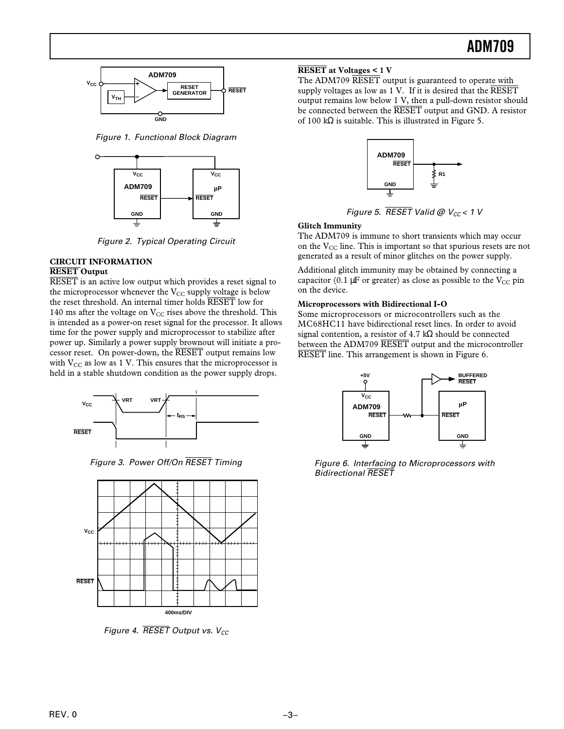Figure 1. Functional Block Diagram

Figure 2. Typical Operating Circuit

## CIRCUIT INFORMATION

### $\overline{\text{RESET}}$ Output

$\overline{\text{RESET}}$ is an active low output which provides a reset signal to the microprocessor whenever the $V_{CC}$ supply voltage is below the reset threshold. An internal timer holds $\overline{\text{RESET}}$ low for 140 ms after the voltage on $V_{CC}$ rises above the threshold. This is intended as a power-on reset signal for the processor. It allows time for the power supply and microprocessor to stabilize after power up. Similarly a power supply brownout will initiate a processor reset. On power-down, the $\overline{\text{RESET}}$ output remains low with $V_{CC}$ as low as 1 V. This ensures that the microprocessor is held in a stable shutdown condition as the power supply drops.

Figure 3. Power Off/On $\overline{\text{RESET}}$ Timing

Figure 4. $\overline{\text{RESET}}$ Output vs. $V_{CC}$

### $\overline{\text{RESET}}$ at Voltages < 1 V

The ADM709 $\overline{\text{RESET}}$ output is guaranteed to operate with supply voltages as low as 1 V. If it is desired that the $\overline{\text{RESET}}$ output remains low below 1 V, then a pull-down resistor should be connected between the $\overline{\text{RESET}}$ output and GND. A resistor of 100 kΩ is suitable. This is illustrated in Figure 5.

Figure 5. $\overline{\text{RESET}}$ Valid @ $V_{CC}$ < 1 V

### Glitch Immunity

The ADM709 is immune to short transients which may occur on the $V_{CC}$ line. This is important so that spurious resets are not generated as a result of minor glitches on the power supply.

Additional glitch immunity may be obtained by connecting a capacitor (0.1 μF or greater) as close as possible to the $V_{CC}$ pin on the device.

### Microprocessors with Bidirectional I-O

Some microprocessors or microcontrollers such as the MC68HC11 have bidirectional reset lines. In order to avoid signal contention, a resistor of 4.7 kΩ should be connected between the ADM709 $\overline{\text{RESET}}$ output and the microcontroller $\overline{\text{RESET}}$ line. This arrangement is shown in Figure 6.

Figure 6. Interfacing to Microprocessors with Bidirectional $\overline{\text{RESET}}$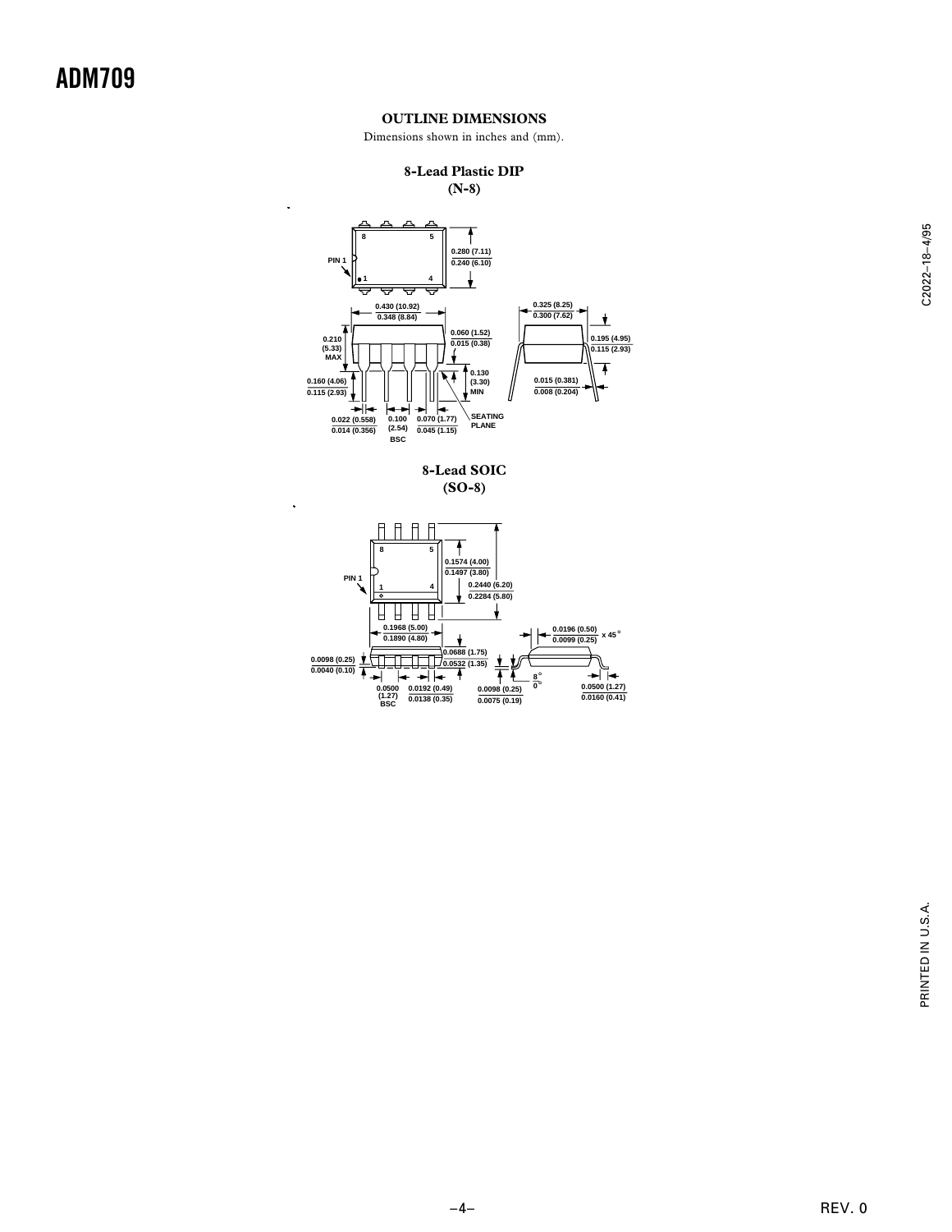## OUTLINE DIMENSIONS

Dimensions shown in inches and (mm).

### 8-Lead Plastic DIP (N-8)

8
5
PIN 1
1
4
0.280 (7.11)
0.240 (6.10)
0.430 (10.92)
0.348 (8.84)
0.325 (8.25)
0.300 (7.62)
0.210 (5.33) MAX
0.060 (1.52)
0.015 (0.38)
0.195 (4.95)
0.115 (2.93)
0.160 (4.06)
0.115 (2.93)
0.130 (3.30) MIN
0.015 (0.381)
0.008 (0.204)
0.022 (0.558)
0.014 (0.356)
0.100 (2.54) BSC
0.070 (1.77)
0.045 (1.15)
SEATING PLANE

### 8-Lead SOIC (SO-8)

8
5
PIN 1
1
4
0.1574 (4.00)
0.1497 (3.80)
0.2440 (6.20)
0.2284 (5.80)
0.1968 (5.00)
0.1890 (4.80)
0.0196 (0.50)
0.0099 (0.25)
x 45°
0.0688 (1.75)
0.0532 (1.35)
0.0098 (0.25)
0.0040 (0.10)
8°
0°
0.0500 (1.27) BSC
0.0192 (0.49)
0.0138 (0.35)
0.0098 (0.25)
0.0075 (0.19)
0.0500 (1.27)
0.0160 (0.41)

C2022–18–4/95

PRINTED IN U.S.A.